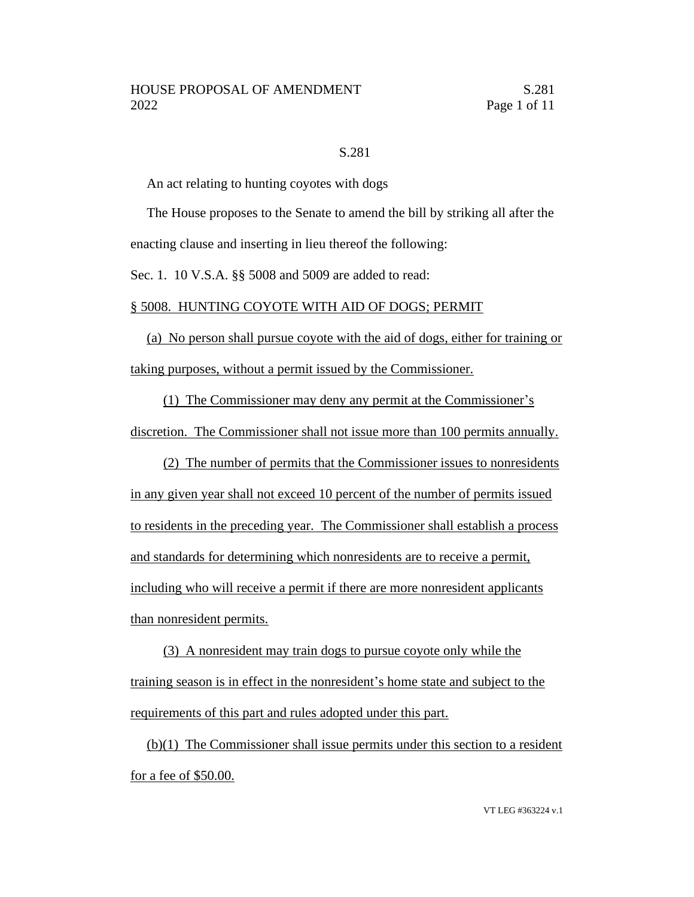S.281

An act relating to hunting coyotes with dogs

The House proposes to the Senate to amend the bill by striking all after the enacting clause and inserting in lieu thereof the following:

Sec. 1. 10 V.S.A. §§ 5008 and 5009 are added to read:

§ 5008. HUNTING COYOTE WITH AID OF DOGS; PERMIT

(a) No person shall pursue coyote with the aid of dogs, either for training or taking purposes, without a permit issued by the Commissioner.

(1) The Commissioner may deny any permit at the Commissioner's discretion. The Commissioner shall not issue more than 100 permits annually.

(2) The number of permits that the Commissioner issues to nonresidents in any given year shall not exceed 10 percent of the number of permits issued to residents in the preceding year. The Commissioner shall establish a process and standards for determining which nonresidents are to receive a permit, including who will receive a permit if there are more nonresident applicants than nonresident permits.

(3) A nonresident may train dogs to pursue coyote only while the training season is in effect in the nonresident's home state and subject to the requirements of this part and rules adopted under this part.

(b)(1) The Commissioner shall issue permits under this section to a resident for a fee of $50.00.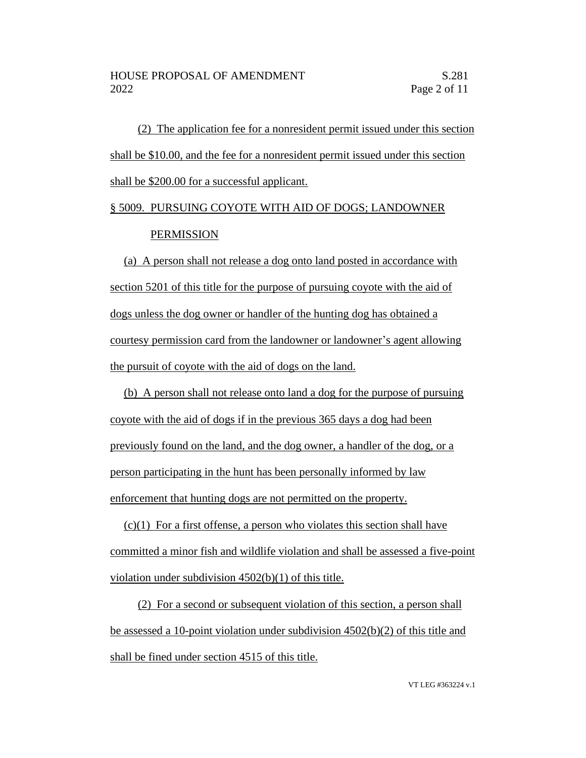(2) The application fee for a nonresident permit issued under this section shall be $10.00, and the fee for a nonresident permit issued under this section shall be $200.00 for a successful applicant.

§ 5009. PURSUING COYOTE WITH AID OF DOGS; LANDOWNER PERMISSION

(a) A person shall not release a dog onto land posted in accordance with section 5201 of this title for the purpose of pursuing coyote with the aid of dogs unless the dog owner or handler of the hunting dog has obtained a courtesy permission card from the landowner or landowner's agent allowing the pursuit of coyote with the aid of dogs on the land.

(b) A person shall not release onto land a dog for the purpose of pursuing coyote with the aid of dogs if in the previous 365 days a dog had been previously found on the land, and the dog owner, a handler of the dog, or a person participating in the hunt has been personally informed by law enforcement that hunting dogs are not permitted on the property.

(c)(1) For a first offense, a person who violates this section shall have committed a minor fish and wildlife violation and shall be assessed a five-point violation under subdivision 4502(b)(1) of this title.

(2) For a second or subsequent violation of this section, a person shall be assessed a 10-point violation under subdivision 4502(b)(2) of this title and shall be fined under section 4515 of this title.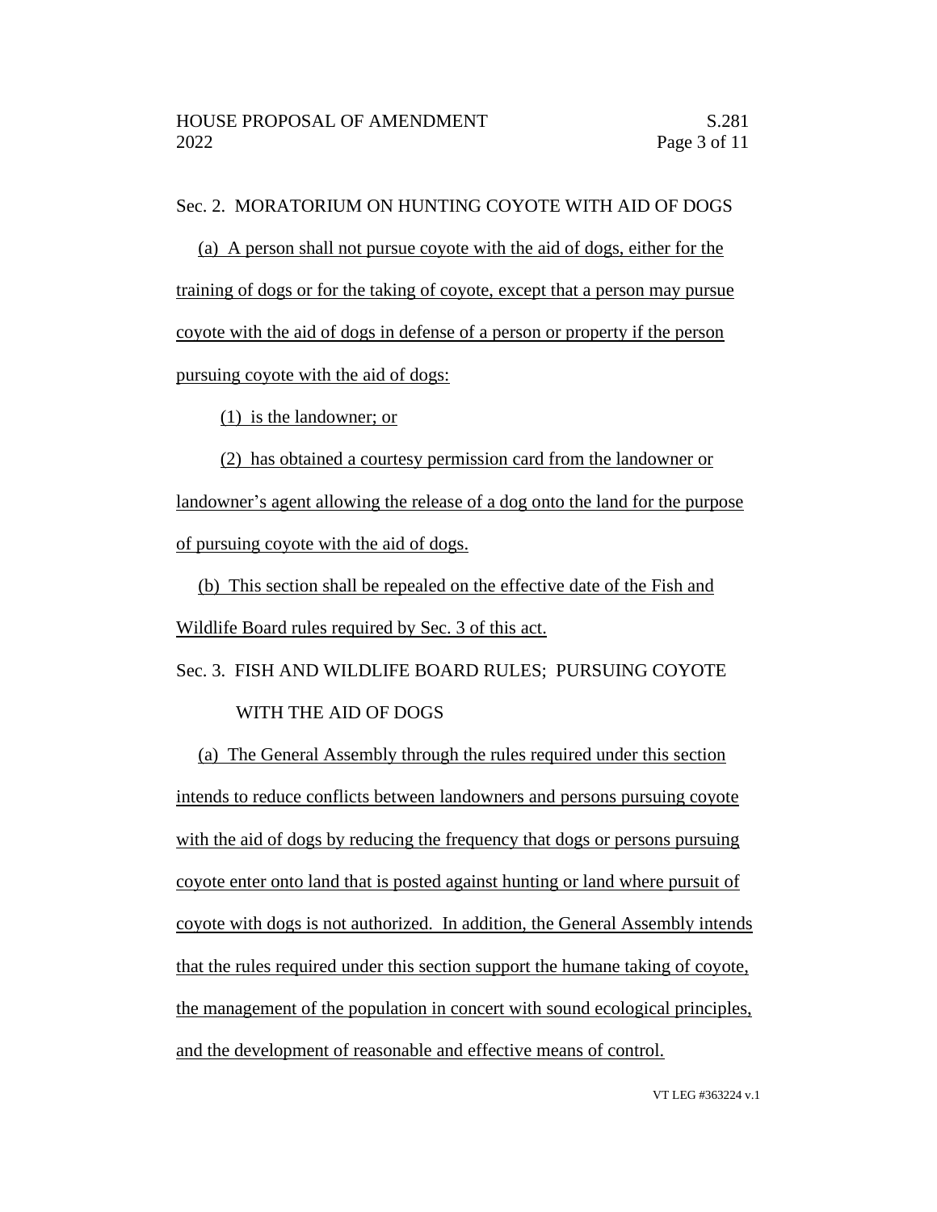Sec. 2. MORATORIUM ON HUNTING COYOTE WITH AID OF DOGS

(a) A person shall not pursue coyote with the aid of dogs, either for the training of dogs or for the taking of coyote, except that a person may pursue coyote with the aid of dogs in defense of a person or property if the person pursuing coyote with the aid of dogs:

(1) is the landowner; or

(2) has obtained a courtesy permission card from the landowner or landowner's agent allowing the release of a dog onto the land for the purpose of pursuing coyote with the aid of dogs.

(b) This section shall be repealed on the effective date of the Fish and Wildlife Board rules required by Sec. 3 of this act.

Sec. 3. FISH AND WILDLIFE BOARD RULES; PURSUING COYOTE WITH THE AID OF DOGS

(a) The General Assembly through the rules required under this section intends to reduce conflicts between landowners and persons pursuing coyote with the aid of dogs by reducing the frequency that dogs or persons pursuing coyote enter onto land that is posted against hunting or land where pursuit of coyote with dogs is not authorized. In addition, the General Assembly intends that the rules required under this section support the humane taking of coyote, the management of the population in concert with sound ecological principles, and the development of reasonable and effective means of control.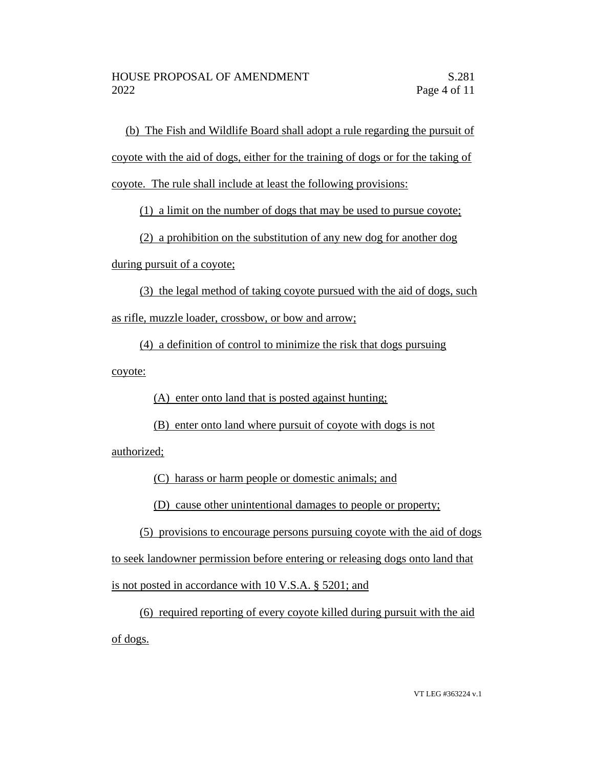(b) The Fish and Wildlife Board shall adopt a rule regarding the pursuit of coyote with the aid of dogs, either for the training of dogs or for the taking of coyote. The rule shall include at least the following provisions:

(1) a limit on the number of dogs that may be used to pursue coyote;

(2) a prohibition on the substitution of any new dog for another dog during pursuit of a coyote;

(3) the legal method of taking coyote pursued with the aid of dogs, such as rifle, muzzle loader, crossbow, or bow and arrow;

(4) a definition of control to minimize the risk that dogs pursuing coyote:

(A) enter onto land that is posted against hunting;

(B) enter onto land where pursuit of coyote with dogs is not authorized;

(C) harass or harm people or domestic animals; and

(D) cause other unintentional damages to people or property;

(5) provisions to encourage persons pursuing coyote with the aid of dogs to seek landowner permission before entering or releasing dogs onto land that is not posted in accordance with 10 V.S.A. § 5201; and

(6) required reporting of every coyote killed during pursuit with the aid of dogs.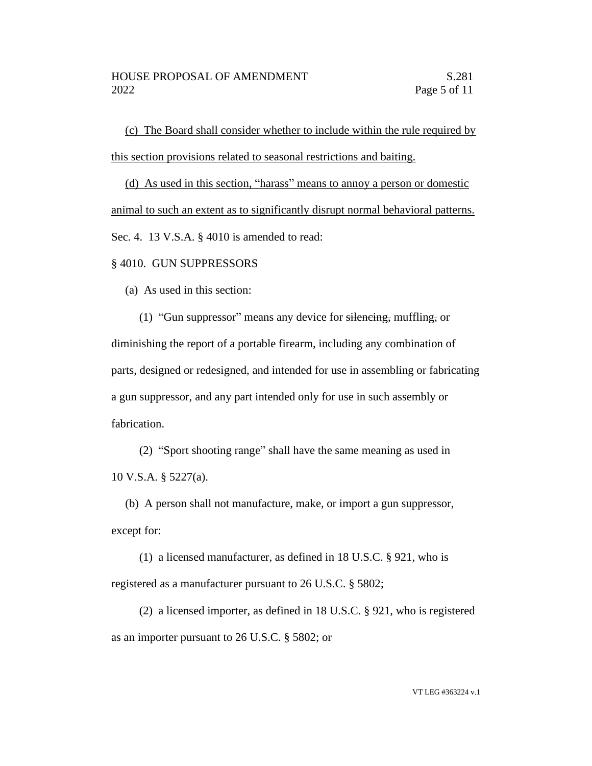(c) The Board shall consider whether to include within the rule required by this section provisions related to seasonal restrictions and baiting.

(d) As used in this section, "harass" means to annoy a person or domestic animal to such an extent as to significantly disrupt normal behavioral patterns.

Sec. 4. 13 V.S.A. § 4010 is amended to read:

§ 4010. GUN SUPPRESSORS

(a) As used in this section:

(1) "Gun suppressor" means any device for ~~silencing,~~ muffling~~,~~ or diminishing the report of a portable firearm, including any combination of parts, designed or redesigned, and intended for use in assembling or fabricating a gun suppressor, and any part intended only for use in such assembly or fabrication.

(2) "Sport shooting range" shall have the same meaning as used in 10 V.S.A. § 5227(a).

(b) A person shall not manufacture, make, or import a gun suppressor, except for:

(1) a licensed manufacturer, as defined in 18 U.S.C. § 921, who is registered as a manufacturer pursuant to 26 U.S.C. § 5802;

(2) a licensed importer, as defined in 18 U.S.C. § 921, who is registered as an importer pursuant to 26 U.S.C. § 5802; or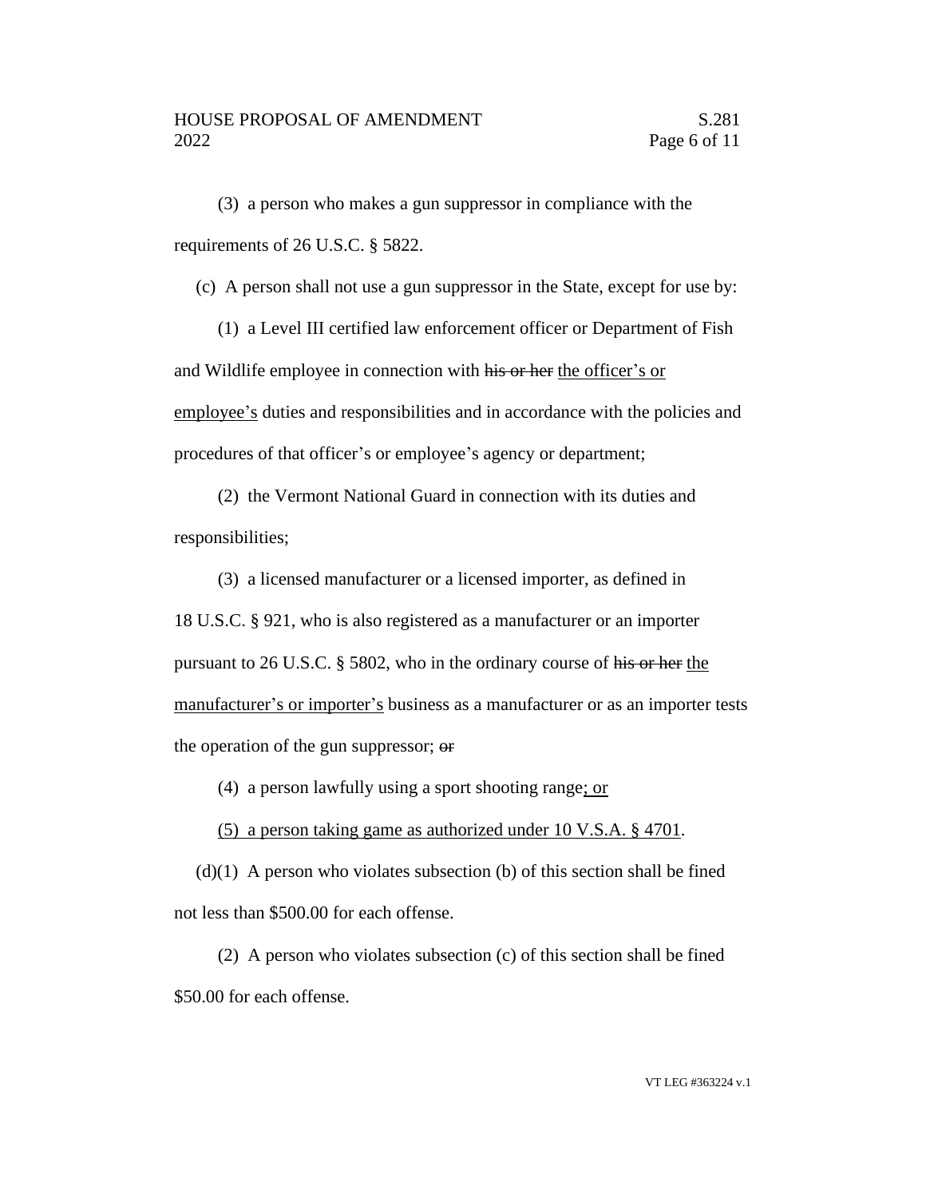(3) a person who makes a gun suppressor in compliance with the requirements of 26 U.S.C. § 5822.

(c) A person shall not use a gun suppressor in the State, except for use by:

(1) a Level III certified law enforcement officer or Department of Fish and Wildlife employee in connection with ~~his or her~~ <u>the officer's or employee's</u> duties and responsibilities and in accordance with the policies and procedures of that officer's or employee's agency or department;

(2) the Vermont National Guard in connection with its duties and responsibilities;

(3) a licensed manufacturer or a licensed importer, as defined in 18 U.S.C. § 921, who is also registered as a manufacturer or an importer pursuant to 26 U.S.C. § 5802, who in the ordinary course of ~~his or her~~ <u>the manufacturer's or importer's</u> business as a manufacturer or as an importer tests the operation of the gun suppressor; ~~or~~

(4) a person lawfully using a sport shooting range<u>; or</u>

<u>(5) a person taking game as authorized under 10 V.S.A. § 4701</u>.

(d)(1) A person who violates subsection (b) of this section shall be fined not less than $500.00 for each offense.

(2) A person who violates subsection (c) of this section shall be fined $50.00 for each offense.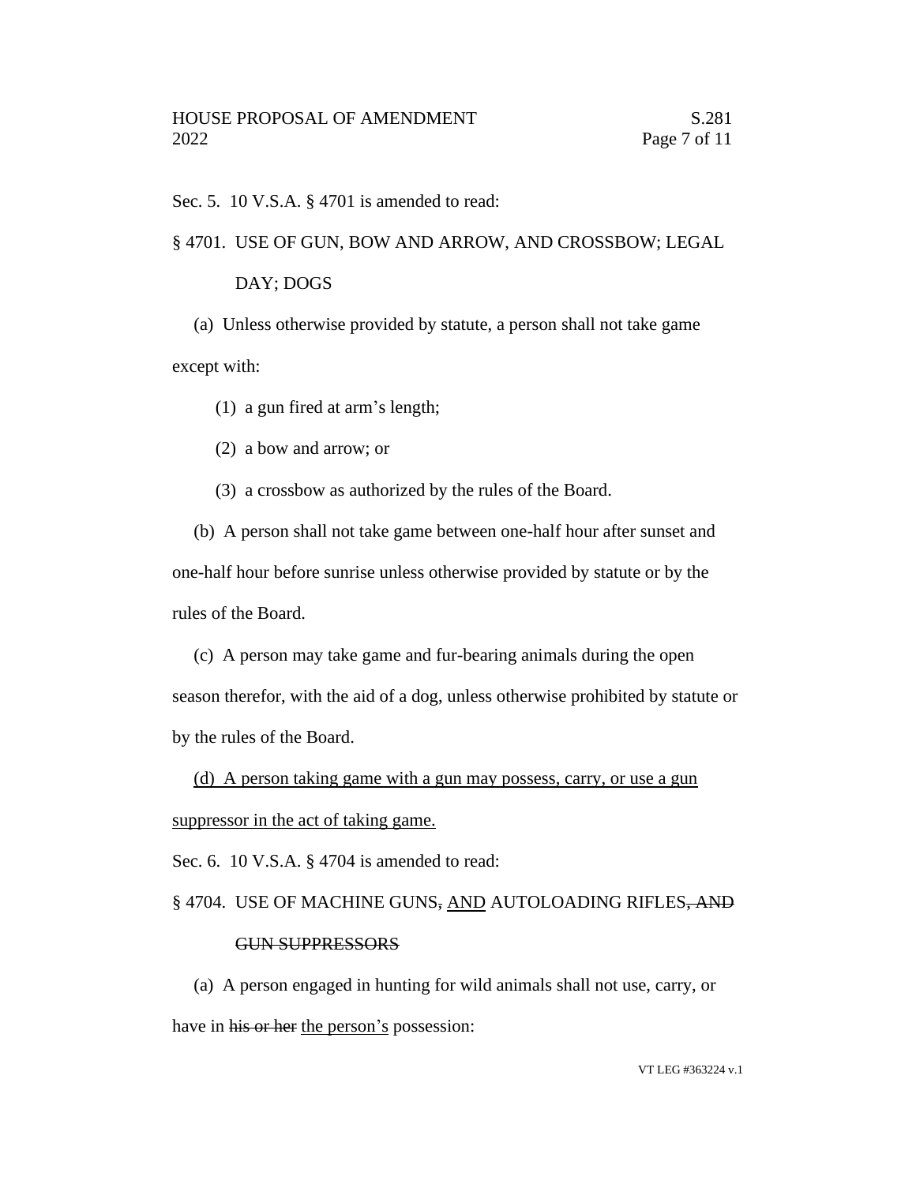Sec. 5. 10 V.S.A. § 4701 is amended to read:

§ 4701. USE OF GUN, BOW AND ARROW, AND CROSSBOW; LEGAL DAY; DOGS

(a) Unless otherwise provided by statute, a person shall not take game except with:

(1) a gun fired at arm's length;

(2) a bow and arrow; or

(3) a crossbow as authorized by the rules of the Board.

(b) A person shall not take game between one-half hour after sunset and one-half hour before sunrise unless otherwise provided by statute or by the rules of the Board.

(c) A person may take game and fur-bearing animals during the open season therefor, with the aid of a dog, unless otherwise prohibited by statute or by the rules of the Board.

<u>(d) A person taking game with a gun may possess, carry, or use a gun suppressor in the act of taking game.</u>

Sec. 6. 10 V.S.A. § 4704 is amended to read:

§ 4704. USE OF MACHINE GUNS~~,~~ <u>AND</u> AUTOLOADING RIFLES~~, AND GUN SUPPRESSORS~~

(a) A person engaged in hunting for wild animals shall not use, carry, or have in ~~his or her~~ <u>the person's</u> possession: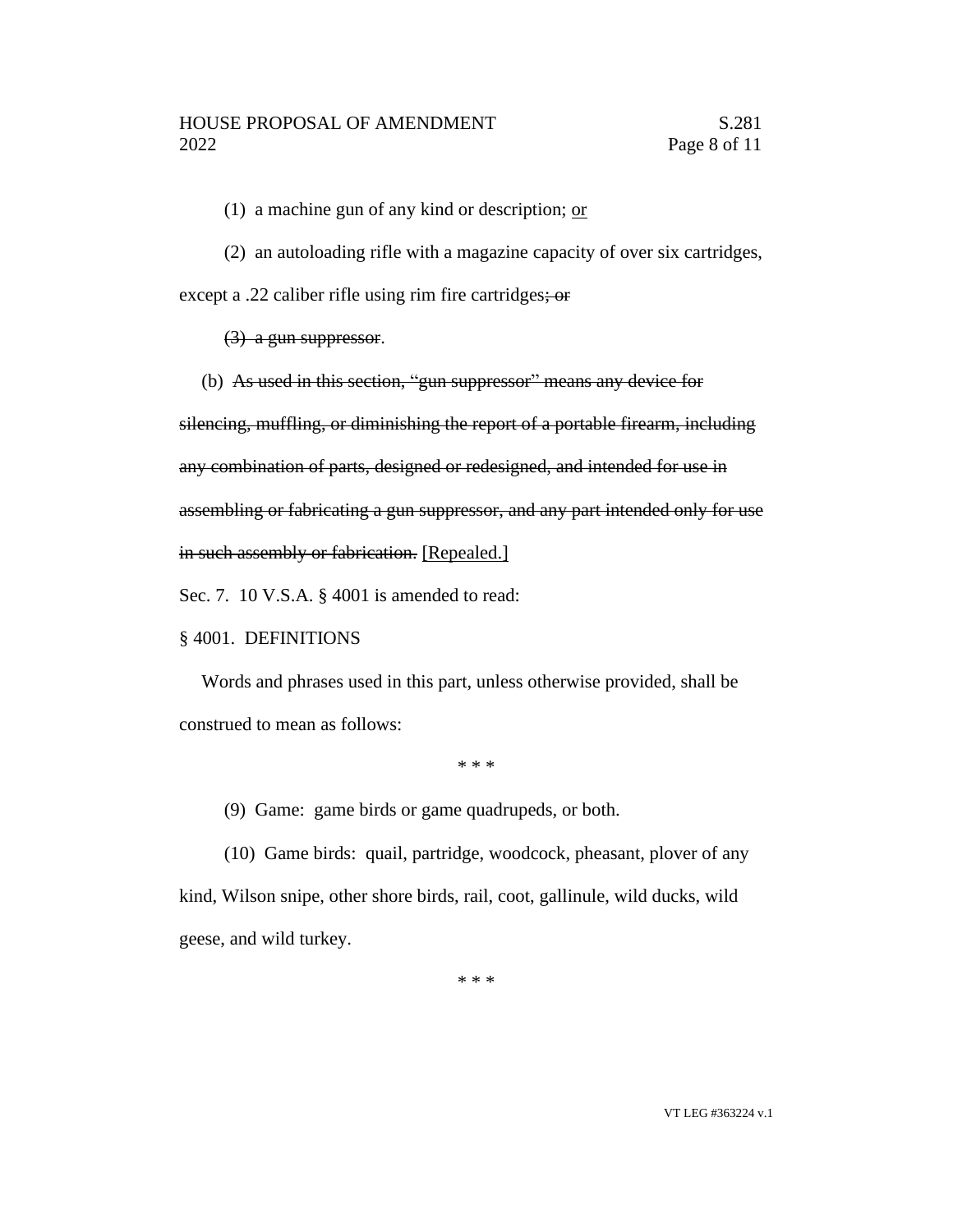(1) a machine gun of any kind or description; <u>or</u>

(2) an autoloading rifle with a magazine capacity of over six cartridges, except a .22 caliber rifle using rim fire cartridges~~; or~~

~~(3) a gun suppressor~~.

(b) ~~As used in this section, "gun suppressor" means any device for silencing, muffling, or diminishing the report of a portable firearm, including any combination of parts, designed or redesigned, and intended for use in assembling or fabricating a gun suppressor, and any part intended only for use in such assembly or fabrication.~~ <u>[Repealed.]</u>

Sec. 7. 10 V.S.A. § 4001 is amended to read:

§ 4001. DEFINITIONS

Words and phrases used in this part, unless otherwise provided, shall be construed to mean as follows:

\* \* \*

(9) Game: game birds or game quadrupeds, or both.

(10) Game birds: quail, partridge, woodcock, pheasant, plover of any kind, Wilson snipe, other shore birds, rail, coot, gallinule, wild ducks, wild geese, and wild turkey.

\* \* \*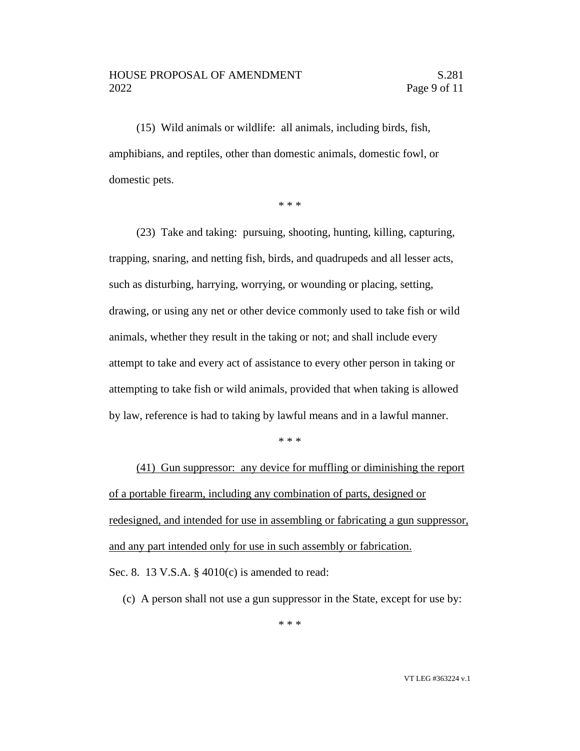(15) Wild animals or wildlife: all animals, including birds, fish, amphibians, and reptiles, other than domestic animals, domestic fowl, or domestic pets.

\* \* \*

(23) Take and taking: pursuing, shooting, hunting, killing, capturing, trapping, snaring, and netting fish, birds, and quadrupeds and all lesser acts, such as disturbing, harrying, worrying, or wounding or placing, setting, drawing, or using any net or other device commonly used to take fish or wild animals, whether they result in the taking or not; and shall include every attempt to take and every act of assistance to every other person in taking or attempting to take fish or wild animals, provided that when taking is allowed by law, reference is had to taking by lawful means and in a lawful manner.

\* \* \*

<u>(41) Gun suppressor: any device for muffling or diminishing the report of a portable firearm, including any combination of parts, designed or redesigned, and intended for use in assembling or fabricating a gun suppressor, and any part intended only for use in such assembly or fabrication.</u>

Sec. 8. 13 V.S.A. § 4010(c) is amended to read:

(c) A person shall not use a gun suppressor in the State, except for use by:

\* \* \*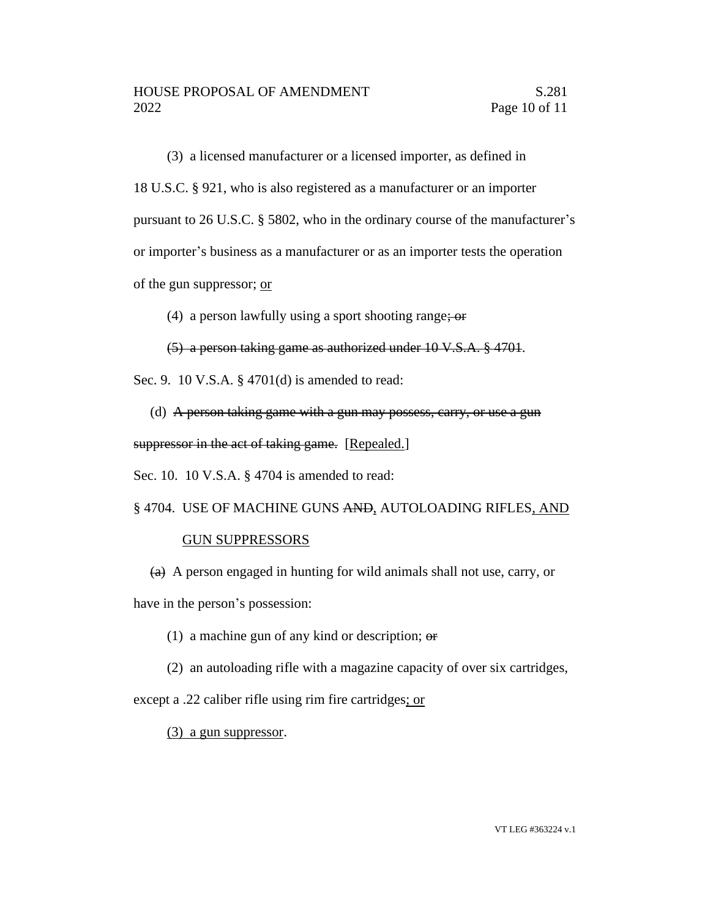(3) a licensed manufacturer or a licensed importer, as defined in 18 U.S.C. § 921, who is also registered as a manufacturer or an importer pursuant to 26 U.S.C. § 5802, who in the ordinary course of the manufacturer's or importer's business as a manufacturer or as an importer tests the operation of the gun suppressor; <u>or</u>

(4) a person lawfully using a sport shooting range~~; or~~

~~(5) a person taking game as authorized under 10 V.S.A. § 4701~~.

Sec. 9. 10 V.S.A. § 4701(d) is amended to read:

(d) ~~A person taking game with a gun may possess, carry, or use a gun suppressor in the act of taking game.~~ [<u>Repealed.</u>]

Sec. 10. 10 V.S.A. § 4704 is amended to read:

§ 4704. USE OF MACHINE GUNS ~~AND~~<u>,</u> AUTOLOADING RIFLES<u>, AND GUN SUPPRESSORS</u>

~~(a)~~ A person engaged in hunting for wild animals shall not use, carry, or have in the person's possession:

(1) a machine gun of any kind or description; ~~or~~

(2) an autoloading rifle with a magazine capacity of over six cartridges, except a .22 caliber rifle using rim fire cartridges<u>; or</u>

<u>(3) a gun suppressor</u>.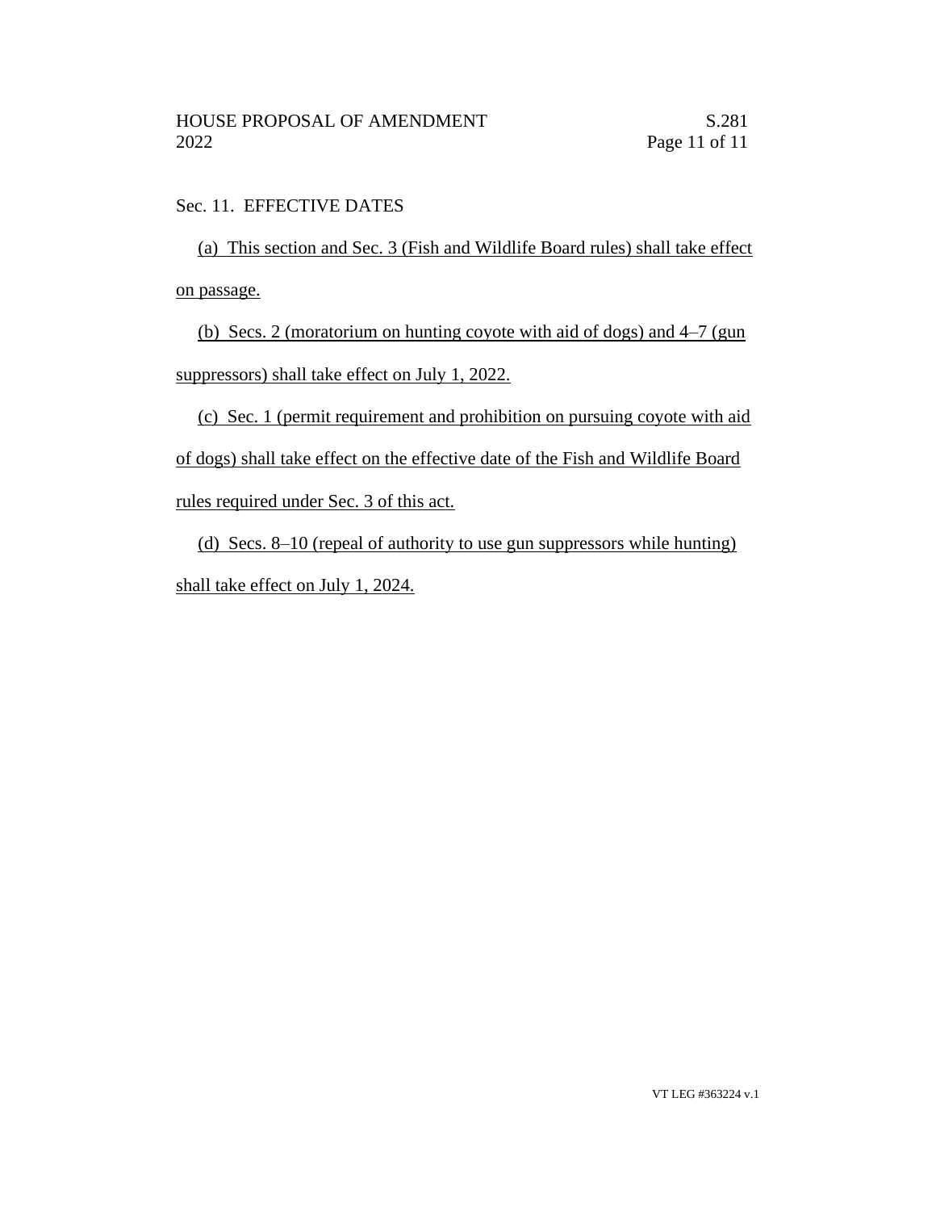Sec. 11. EFFECTIVE DATES

(a) This section and Sec. 3 (Fish and Wildlife Board rules) shall take effect on passage.

(b) Secs. 2 (moratorium on hunting coyote with aid of dogs) and 4–7 (gun suppressors) shall take effect on July 1, 2022.

(c) Sec. 1 (permit requirement and prohibition on pursuing coyote with aid of dogs) shall take effect on the effective date of the Fish and Wildlife Board rules required under Sec. 3 of this act.

(d) Secs. 8–10 (repeal of authority to use gun suppressors while hunting) shall take effect on July 1, 2024.